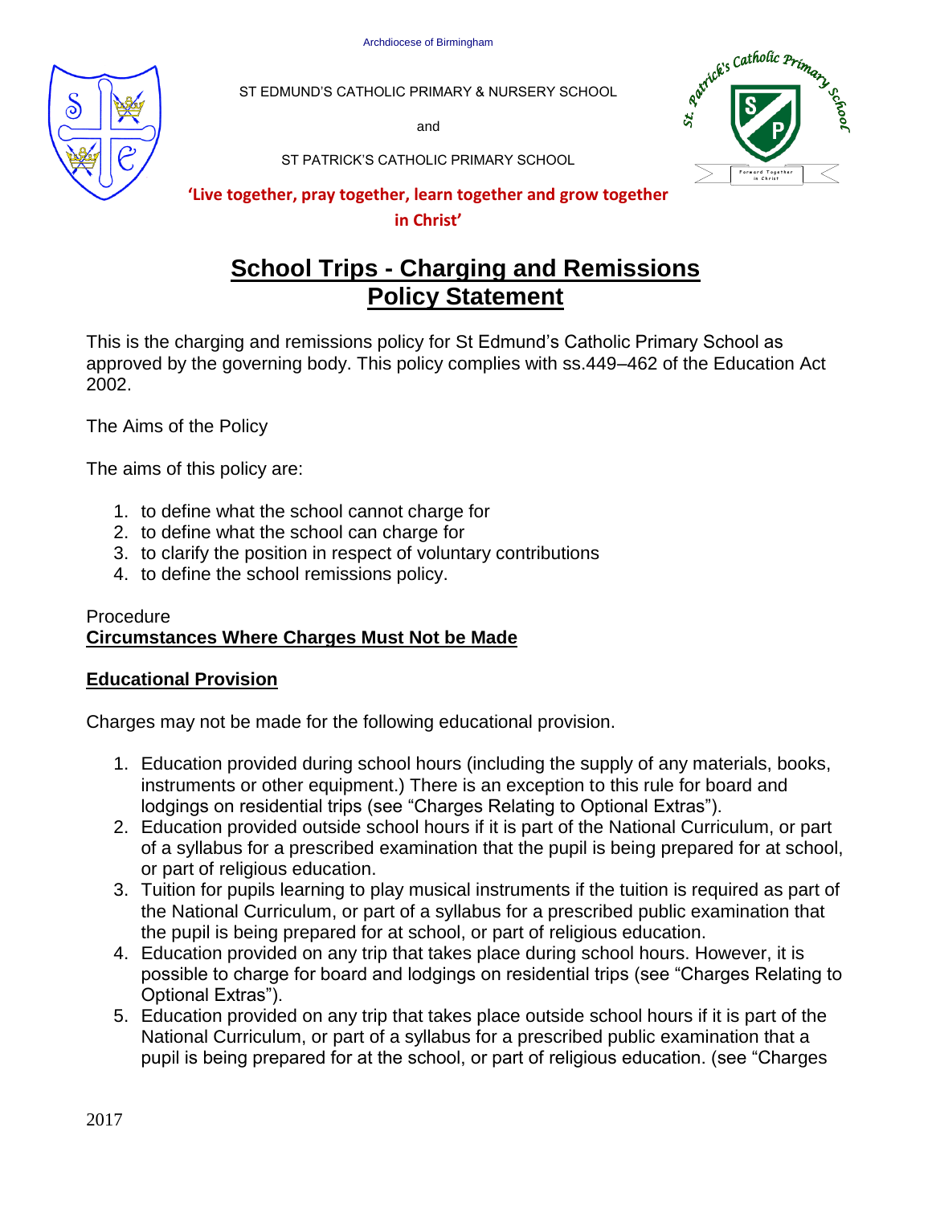Archdiocese of Birmingham

ST EDMUND'S CATHOLIC PRIMARY & NURSERY SCHOOL

and

ST PATRICK'S CATHOLIC PRIMARY SCHOOL

**'Live together, pray together, learn together and grow together in Christ'**

# School Trips - Charging and Remissions Policy Statement

This is the charging and remissions policy for St Edmund's Catholic Primary School as approved by the governing body. This policy complies with ss.449–462 of the Education Act 2002.

The Aims of the Policy

The aims of this policy are:

1. to define what the school cannot charge for
2. to define what the school can charge for
3. to clarify the position in respect of voluntary contributions
4. to define the school remissions policy.

Procedure

## Circumstances Where Charges Must Not be Made

### Educational Provision

Charges may not be made for the following educational provision.

1. Education provided during school hours (including the supply of any materials, books, instruments or other equipment.) There is an exception to this rule for board and lodgings on residential trips (see "Charges Relating to Optional Extras").
2. Education provided outside school hours if it is part of the National Curriculum, or part of a syllabus for a prescribed examination that the pupil is being prepared for at school, or part of religious education.
3. Tuition for pupils learning to play musical instruments if the tuition is required as part of the National Curriculum, or part of a syllabus for a prescribed public examination that the pupil is being prepared for at school, or part of religious education.
4. Education provided on any trip that takes place during school hours. However, it is possible to charge for board and lodgings on residential trips (see "Charges Relating to Optional Extras").
5. Education provided on any trip that takes place outside school hours if it is part of the National Curriculum, or part of a syllabus for a prescribed public examination that a pupil is being prepared for at the school, or part of religious education. (see "Charges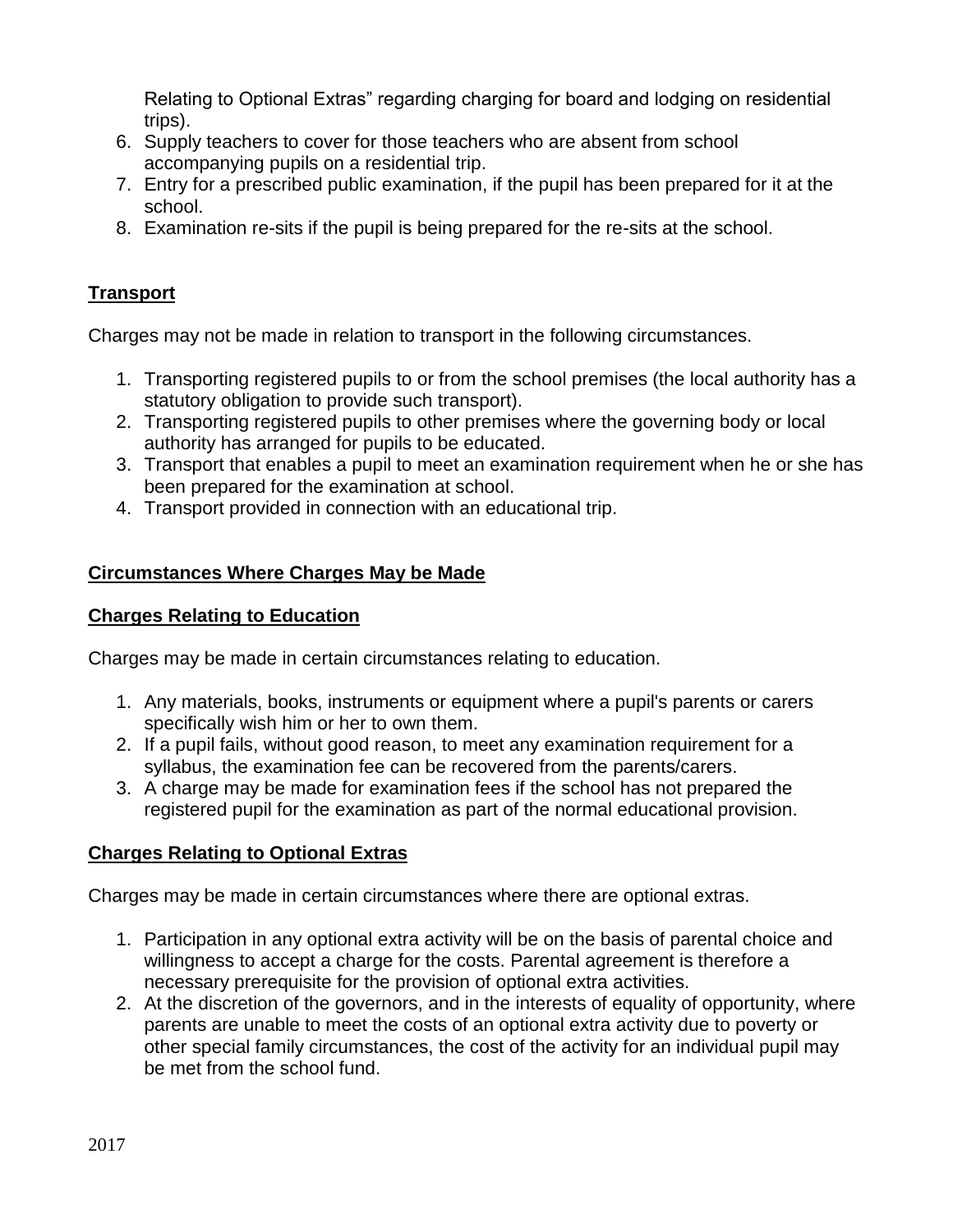Relating to Optional Extras" regarding charging for board and lodging on residential trips).

6. Supply teachers to cover for those teachers who are absent from school accompanying pupils on a residential trip.
7. Entry for a prescribed public examination, if the pupil has been prepared for it at the school.
8. Examination re-sits if the pupil is being prepared for the re-sits at the school.

## Transport

Charges may not be made in relation to transport in the following circumstances.

1. Transporting registered pupils to or from the school premises (the local authority has a statutory obligation to provide such transport).
2. Transporting registered pupils to other premises where the governing body or local authority has arranged for pupils to be educated.
3. Transport that enables a pupil to meet an examination requirement when he or she has been prepared for the examination at school.
4. Transport provided in connection with an educational trip.

## Circumstances Where Charges May be Made

## Charges Relating to Education

Charges may be made in certain circumstances relating to education.

1. Any materials, books, instruments or equipment where a pupil's parents or carers specifically wish him or her to own them.
2. If a pupil fails, without good reason, to meet any examination requirement for a syllabus, the examination fee can be recovered from the parents/carers.
3. A charge may be made for examination fees if the school has not prepared the registered pupil for the examination as part of the normal educational provision.

## Charges Relating to Optional Extras

Charges may be made in certain circumstances where there are optional extras.

1. Participation in any optional extra activity will be on the basis of parental choice and willingness to accept a charge for the costs. Parental agreement is therefore a necessary prerequisite for the provision of optional extra activities.
2. At the discretion of the governors, and in the interests of equality of opportunity, where parents are unable to meet the costs of an optional extra activity due to poverty or other special family circumstances, the cost of the activity for an individual pupil may be met from the school fund.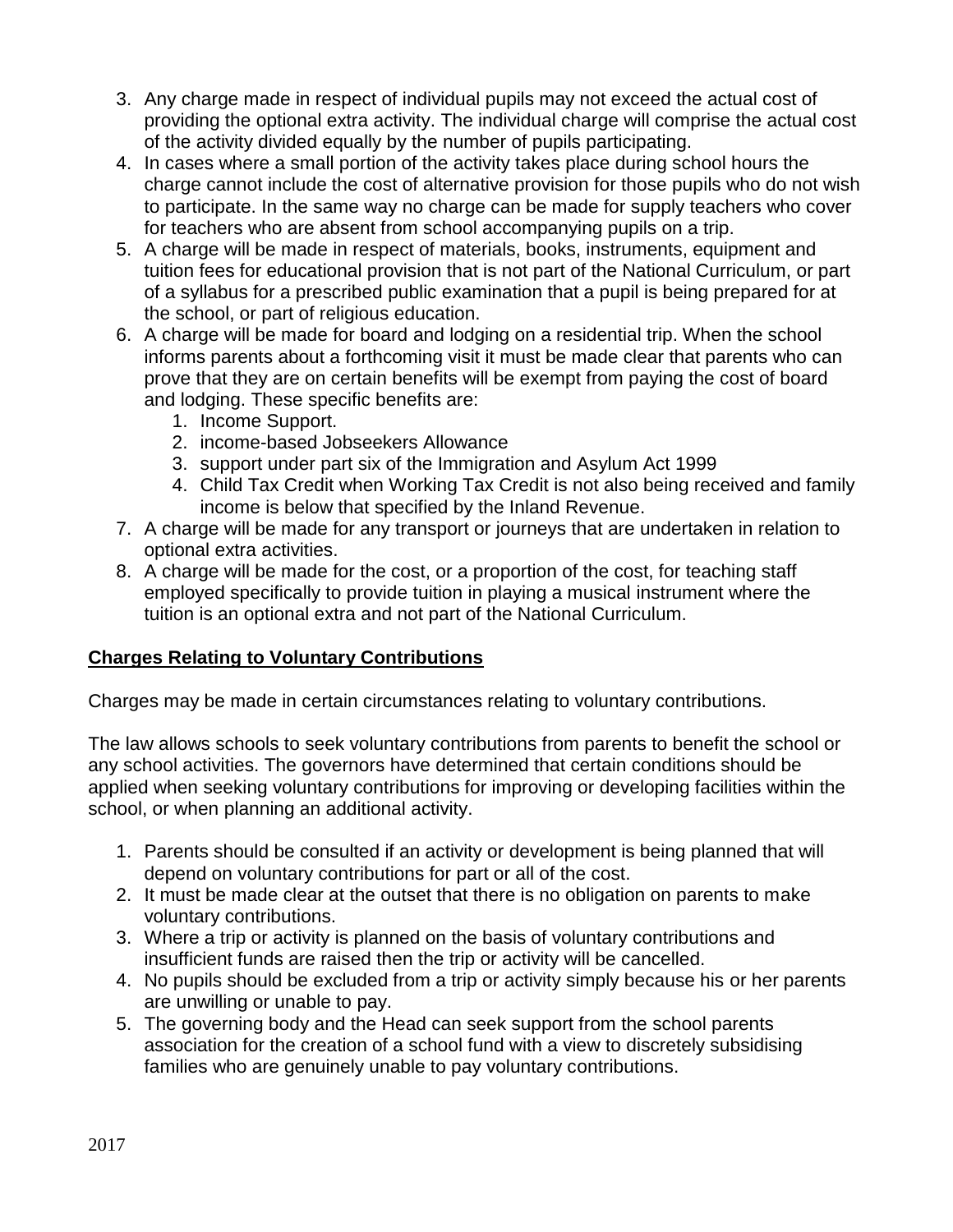3. Any charge made in respect of individual pupils may not exceed the actual cost of providing the optional extra activity. The individual charge will comprise the actual cost of the activity divided equally by the number of pupils participating.
4. In cases where a small portion of the activity takes place during school hours the charge cannot include the cost of alternative provision for those pupils who do not wish to participate. In the same way no charge can be made for supply teachers who cover for teachers who are absent from school accompanying pupils on a trip.
5. A charge will be made in respect of materials, books, instruments, equipment and tuition fees for educational provision that is not part of the National Curriculum, or part of a syllabus for a prescribed public examination that a pupil is being prepared for at the school, or part of religious education.
6. A charge will be made for board and lodging on a residential trip. When the school informs parents about a forthcoming visit it must be made clear that parents who can prove that they are on certain benefits will be exempt from paying the cost of board and lodging. These specific benefits are:
    1. Income Support.
    2. income-based Jobseekers Allowance
    3. support under part six of the Immigration and Asylum Act 1999
    4. Child Tax Credit when Working Tax Credit is not also being received and family income is below that specified by the Inland Revenue.
7. A charge will be made for any transport or journeys that are undertaken in relation to optional extra activities.
8. A charge will be made for the cost, or a proportion of the cost, for teaching staff employed specifically to provide tuition in playing a musical instrument where the tuition is an optional extra and not part of the National Curriculum.

## Charges Relating to Voluntary Contributions

Charges may be made in certain circumstances relating to voluntary contributions.

The law allows schools to seek voluntary contributions from parents to benefit the school or any school activities. The governors have determined that certain conditions should be applied when seeking voluntary contributions for improving or developing facilities within the school, or when planning an additional activity.

1. Parents should be consulted if an activity or development is being planned that will depend on voluntary contributions for part or all of the cost.
2. It must be made clear at the outset that there is no obligation on parents to make voluntary contributions.
3. Where a trip or activity is planned on the basis of voluntary contributions and insufficient funds are raised then the trip or activity will be cancelled.
4. No pupils should be excluded from a trip or activity simply because his or her parents are unwilling or unable to pay.
5. The governing body and the Head can seek support from the school parents association for the creation of a school fund with a view to discretely subsidising families who are genuinely unable to pay voluntary contributions.

2017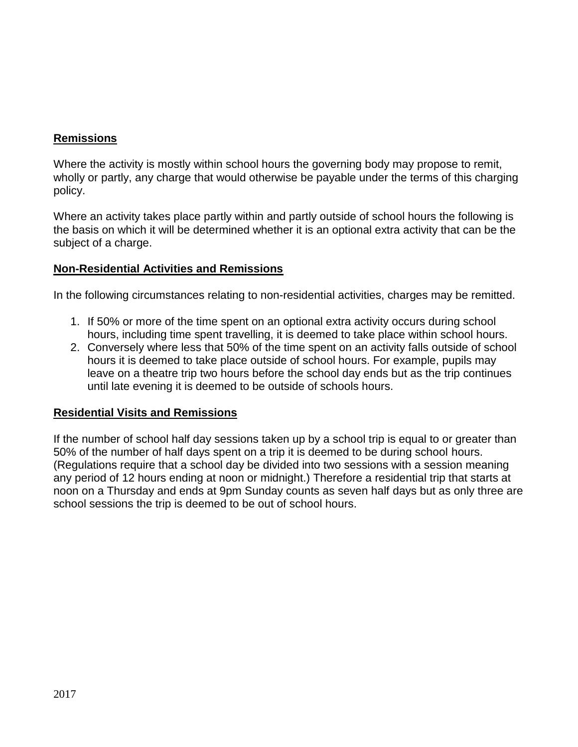## Remissions

Where the activity is mostly within school hours the governing body may propose to remit, wholly or partly, any charge that would otherwise be payable under the terms of this charging policy.

Where an activity takes place partly within and partly outside of school hours the following is the basis on which it will be determined whether it is an optional extra activity that can be the subject of a charge.

## Non-Residential Activities and Remissions

In the following circumstances relating to non-residential activities, charges may be remitted.

1. If 50% or more of the time spent on an optional extra activity occurs during school hours, including time spent travelling, it is deemed to take place within school hours.
2. Conversely where less that 50% of the time spent on an activity falls outside of school hours it is deemed to take place outside of school hours. For example, pupils may leave on a theatre trip two hours before the school day ends but as the trip continues until late evening it is deemed to be outside of schools hours.

## Residential Visits and Remissions

If the number of school half day sessions taken up by a school trip is equal to or greater than 50% of the number of half days spent on a trip it is deemed to be during school hours. (Regulations require that a school day be divided into two sessions with a session meaning any period of 12 hours ending at noon or midnight.) Therefore a residential trip that starts at noon on a Thursday and ends at 9pm Sunday counts as seven half days but as only three are school sessions the trip is deemed to be out of school hours.

2017